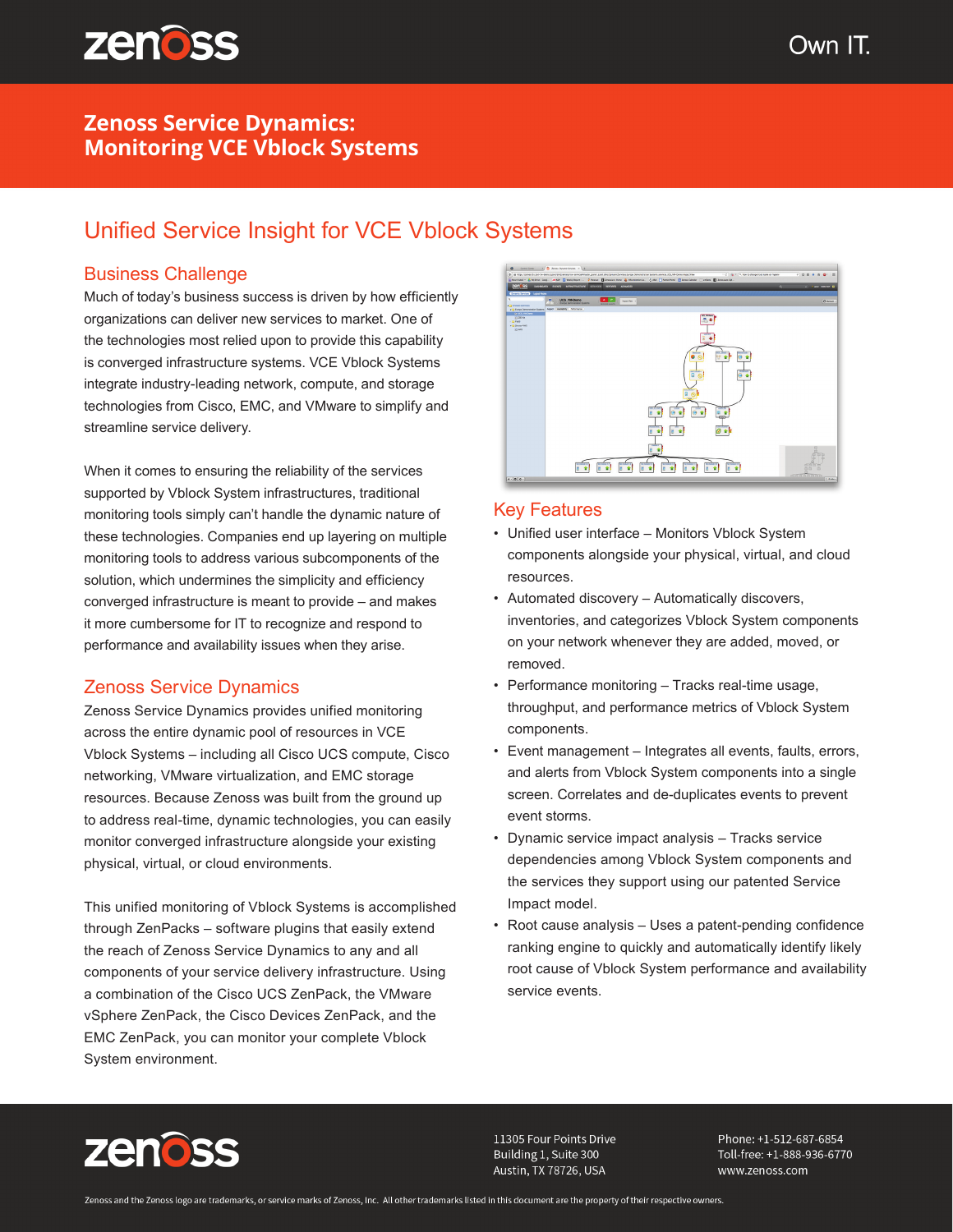zenoss

Own IT.

# Zenoss Service Dynamics: Monitoring VCE Vblock Systems

## Unified Service Insight for VCE Vblock Systems

### Business Challenge

Much of today's business success is driven by how efficiently organizations can deliver new services to market. One of the technologies most relied upon to provide this capability is converged infrastructure systems. VCE Vblock Systems integrate industry-leading network, compute, and storage technologies from Cisco, EMC, and VMware to simplify and streamline service delivery.

When it comes to ensuring the reliability of the services supported by Vblock System infrastructures, traditional monitoring tools simply can't handle the dynamic nature of these technologies. Companies end up layering on multiple monitoring tools to address various subcomponents of the solution, which undermines the simplicity and efficiency converged infrastructure is meant to provide – and makes it more cumbersome for IT to recognize and respond to performance and availability issues when they arise.

### Zenoss Service Dynamics

Zenoss Service Dynamics provides unified monitoring across the entire dynamic pool of resources in VCE Vblock Systems – including all Cisco UCS compute, Cisco networking, VMware virtualization, and EMC storage resources. Because Zenoss was built from the ground up to address real-time, dynamic technologies, you can easily monitor converged infrastructure alongside your existing physical, virtual, or cloud environments.

This unified monitoring of Vblock Systems is accomplished through ZenPacks – software plugins that easily extend the reach of Zenoss Service Dynamics to any and all components of your service delivery infrastructure. Using a combination of the Cisco UCS ZenPack, the VMware vSphere ZenPack, the Cisco Devices ZenPack, and the EMC ZenPack, you can monitor your complete Vblock System environment.

### Key Features

- Unified user interface – Monitors Vblock System components alongside your physical, virtual, and cloud resources.
- Automated discovery – Automatically discovers, inventories, and categorizes Vblock System components on your network whenever they are added, moved, or removed.
- Performance monitoring – Tracks real-time usage, throughput, and performance metrics of Vblock System components.
- Event management – Integrates all events, faults, errors, and alerts from Vblock System components into a single screen. Correlates and de-duplicates events to prevent event storms.
- Dynamic service impact analysis – Tracks service dependencies among Vblock System components and the services they support using our patented Service Impact model.
- Root cause analysis – Uses a patent-pending confidence ranking engine to quickly and automatically identify likely root cause of Vblock System performance and availability service events.

zenoss

11305 Four Points Drive
Building 1, Suite 300
Austin, TX 78726, USA

Phone: +1-512-687-6854
Toll-free: +1-888-936-6770
www.zenoss.com

Zenoss and the Zenoss logo are trademarks, or service marks of Zenoss, Inc. All other trademarks listed in this document are the property of their respective owners.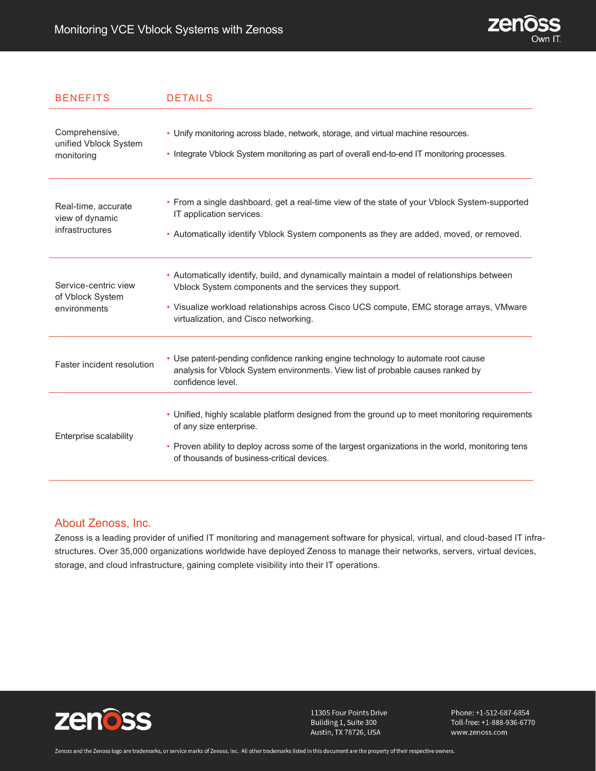| BENEFITS | DETAILS |
| --- | --- |
| Comprehensive, unified Vblock System monitoring | • Unify monitoring across blade, network, storage, and virtual machine resources.<br>• Integrate Vblock System monitoring as part of overall end-to-end IT monitoring processes. |
| Real-time, accurate view of dynamic infrastructures | • From a single dashboard, get a real-time view of the state of your Vblock System-supported IT application services.<br>• Automatically identify Vblock System components as they are added, moved, or removed. |
| Service-centric view of Vblock System environments | • Automatically identify, build, and dynamically maintain a model of relationships between Vblock System components and the services they support.<br>• Visualize workload relationships across Cisco UCS compute, EMC storage arrays, VMware virtualization, and Cisco networking. |
| Faster incident resolution | • Use patent-pending confidence ranking engine technology to automate root cause analysis for Vblock System environments. View list of probable causes ranked by confidence level. |
| Enterprise scalability | • Unified, highly scalable platform designed from the ground up to meet monitoring requirements of any size enterprise.<br>• Proven ability to deploy across some of the largest organizations in the world, monitoring tens of thousands of business-critical devices. |

## About Zenoss, Inc.

Zenoss is a leading provider of unified IT monitoring and management software for physical, virtual, and cloud-based IT infrastructures. Over 35,000 organizations worldwide have deployed Zenoss to manage their networks, servers, virtual devices, storage, and cloud infrastructure, gaining complete visibility into their IT operations.

11305 Four Points Drive
Building 1, Suite 300
Austin, TX 78726, USA

Phone: +1-512-687-6854
Toll-free: +1-888-936-6770
www.zenoss.com

Zenoss and the Zenoss logo are trademarks, or service marks of Zenoss, Inc. All other trademarks listed in this document are the property of their respective owners.